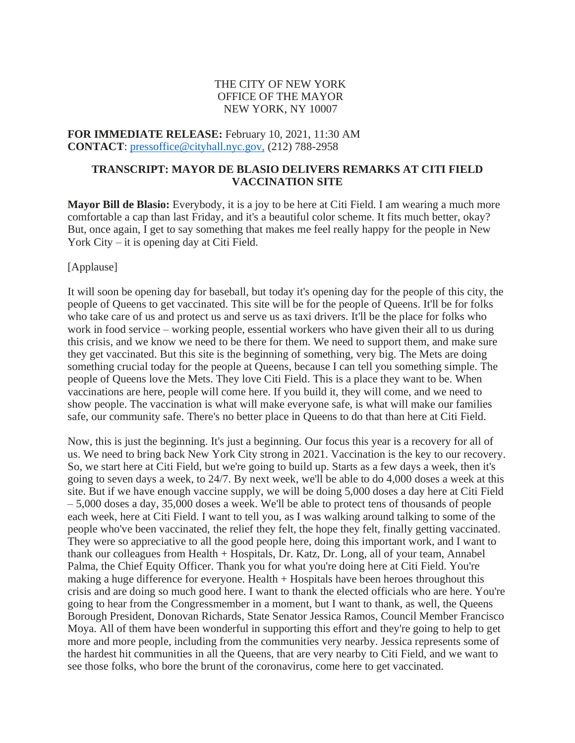THE CITY OF NEW YORK
OFFICE OF THE MAYOR
NEW YORK, NY 10007

**FOR IMMEDIATE RELEASE:** February 10, 2021, 11:30 AM
**CONTACT**: pressoffice@cityhall.nyc.gov, (212) 788-2958

## TRANSCRIPT: MAYOR DE BLASIO DELIVERS REMARKS AT CITI FIELD VACCINATION SITE

**Mayor Bill de Blasio:** Everybody, it is a joy to be here at Citi Field. I am wearing a much more comfortable a cap than last Friday, and it's a beautiful color scheme. It fits much better, okay? But, once again, I get to say something that makes me feel really happy for the people in New York City – it is opening day at Citi Field.

[Applause]

It will soon be opening day for baseball, but today it's opening day for the people of this city, the people of Queens to get vaccinated. This site will be for the people of Queens. It'll be for folks who take care of us and protect us and serve us as taxi drivers. It'll be the place for folks who work in food service – working people, essential workers who have given their all to us during this crisis, and we know we need to be there for them. We need to support them, and make sure they get vaccinated. But this site is the beginning of something, very big. The Mets are doing something crucial today for the people at Queens, because I can tell you something simple. The people of Queens love the Mets. They love Citi Field. This is a place they want to be. When vaccinations are here, people will come here. If you build it, they will come, and we need to show people. The vaccination is what will make everyone safe, is what will make our families safe, our community safe. There's no better place in Queens to do that than here at Citi Field.

Now, this is just the beginning. It's just a beginning. Our focus this year is a recovery for all of us. We need to bring back New York City strong in 2021. Vaccination is the key to our recovery. So, we start here at Citi Field, but we're going to build up. Starts as a few days a week, then it's going to seven days a week, to 24/7. By next week, we'll be able to do 4,000 doses a week at this site. But if we have enough vaccine supply, we will be doing 5,000 doses a day here at Citi Field – 5,000 doses a day, 35,000 doses a week. We'll be able to protect tens of thousands of people each week, here at Citi Field. I want to tell you, as I was walking around talking to some of the people who've been vaccinated, the relief they felt, the hope they felt, finally getting vaccinated. They were so appreciative to all the good people here, doing this important work, and I want to thank our colleagues from Health + Hospitals, Dr. Katz, Dr. Long, all of your team, Annabel Palma, the Chief Equity Officer. Thank you for what you're doing here at Citi Field. You're making a huge difference for everyone. Health + Hospitals have been heroes throughout this crisis and are doing so much good here. I want to thank the elected officials who are here. You're going to hear from the Congressmember in a moment, but I want to thank, as well, the Queens Borough President, Donovan Richards, State Senator Jessica Ramos, Council Member Francisco Moya. All of them have been wonderful in supporting this effort and they're going to help to get more and more people, including from the communities very nearby. Jessica represents some of the hardest hit communities in all the Queens, that are very nearby to Citi Field, and we want to see those folks, who bore the brunt of the coronavirus, come here to get vaccinated.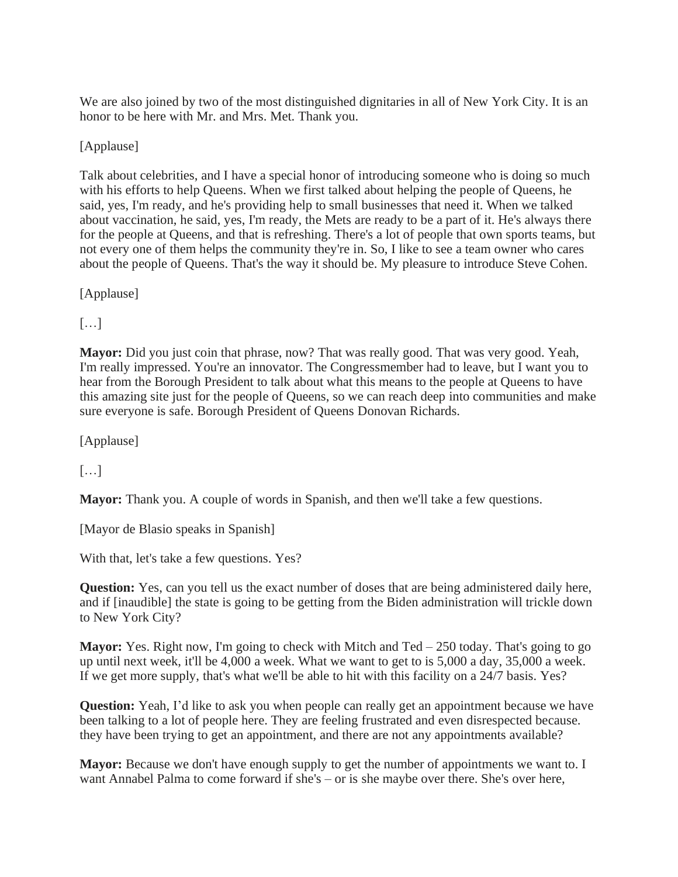We are also joined by two of the most distinguished dignitaries in all of New York City. It is an honor to be here with Mr. and Mrs. Met. Thank you.

[Applause]

Talk about celebrities, and I have a special honor of introducing someone who is doing so much with his efforts to help Queens. When we first talked about helping the people of Queens, he said, yes, I'm ready, and he's providing help to small businesses that need it. When we talked about vaccination, he said, yes, I'm ready, the Mets are ready to be a part of it. He's always there for the people at Queens, and that is refreshing. There's a lot of people that own sports teams, but not every one of them helps the community they're in. So, I like to see a team owner who cares about the people of Queens. That's the way it should be. My pleasure to introduce Steve Cohen.

[Applause]

[…]

**Mayor:** Did you just coin that phrase, now? That was really good. That was very good. Yeah, I'm really impressed. You're an innovator. The Congressmember had to leave, but I want you to hear from the Borough President to talk about what this means to the people at Queens to have this amazing site just for the people of Queens, so we can reach deep into communities and make sure everyone is safe. Borough President of Queens Donovan Richards.

[Applause]

[…]

**Mayor:** Thank you. A couple of words in Spanish, and then we'll take a few questions.

[Mayor de Blasio speaks in Spanish]

With that, let's take a few questions. Yes?

**Question:** Yes, can you tell us the exact number of doses that are being administered daily here, and if [inaudible] the state is going to be getting from the Biden administration will trickle down to New York City?

**Mayor:** Yes. Right now, I'm going to check with Mitch and Ted – 250 today. That's going to go up until next week, it'll be 4,000 a week. What we want to get to is 5,000 a day, 35,000 a week. If we get more supply, that's what we'll be able to hit with this facility on a 24/7 basis. Yes?

**Question:** Yeah, I'd like to ask you when people can really get an appointment because we have been talking to a lot of people here. They are feeling frustrated and even disrespected because. they have been trying to get an appointment, and there are not any appointments available?

**Mayor:** Because we don't have enough supply to get the number of appointments we want to. I want Annabel Palma to come forward if she's – or is she maybe over there. She's over here,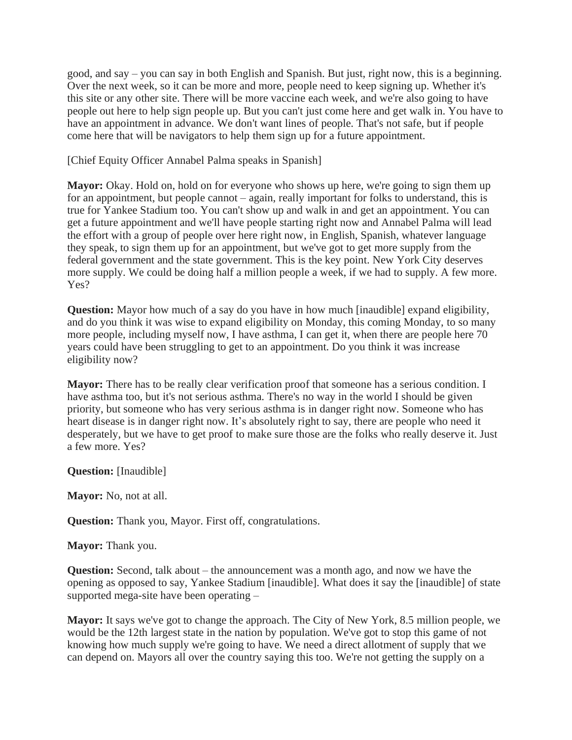good, and say – you can say in both English and Spanish. But just, right now, this is a beginning. Over the next week, so it can be more and more, people need to keep signing up. Whether it's this site or any other site. There will be more vaccine each week, and we're also going to have people out here to help sign people up. But you can't just come here and get walk in. You have to have an appointment in advance. We don't want lines of people. That's not safe, but if people come here that will be navigators to help them sign up for a future appointment.

[Chief Equity Officer Annabel Palma speaks in Spanish]

**Mayor:** Okay. Hold on, hold on for everyone who shows up here, we're going to sign them up for an appointment, but people cannot – again, really important for folks to understand, this is true for Yankee Stadium too. You can't show up and walk in and get an appointment. You can get a future appointment and we'll have people starting right now and Annabel Palma will lead the effort with a group of people over here right now, in English, Spanish, whatever language they speak, to sign them up for an appointment, but we've got to get more supply from the federal government and the state government. This is the key point. New York City deserves more supply. We could be doing half a million people a week, if we had to supply. A few more. Yes?

**Question:** Mayor how much of a say do you have in how much [inaudible] expand eligibility, and do you think it was wise to expand eligibility on Monday, this coming Monday, to so many more people, including myself now, I have asthma, I can get it, when there are people here 70 years could have been struggling to get to an appointment. Do you think it was increase eligibility now?

**Mayor:** There has to be really clear verification proof that someone has a serious condition. I have asthma too, but it's not serious asthma. There's no way in the world I should be given priority, but someone who has very serious asthma is in danger right now. Someone who has heart disease is in danger right now. It's absolutely right to say, there are people who need it desperately, but we have to get proof to make sure those are the folks who really deserve it. Just a few more. Yes?

**Question:** [Inaudible]

**Mayor:** No, not at all.

**Question:** Thank you, Mayor. First off, congratulations.

**Mayor:** Thank you.

**Question:** Second, talk about – the announcement was a month ago, and now we have the opening as opposed to say, Yankee Stadium [inaudible]. What does it say the [inaudible] of state supported mega-site have been operating –

**Mayor:** It says we've got to change the approach. The City of New York, 8.5 million people, we would be the 12th largest state in the nation by population. We've got to stop this game of not knowing how much supply we're going to have. We need a direct allotment of supply that we can depend on. Mayors all over the country saying this too. We're not getting the supply on a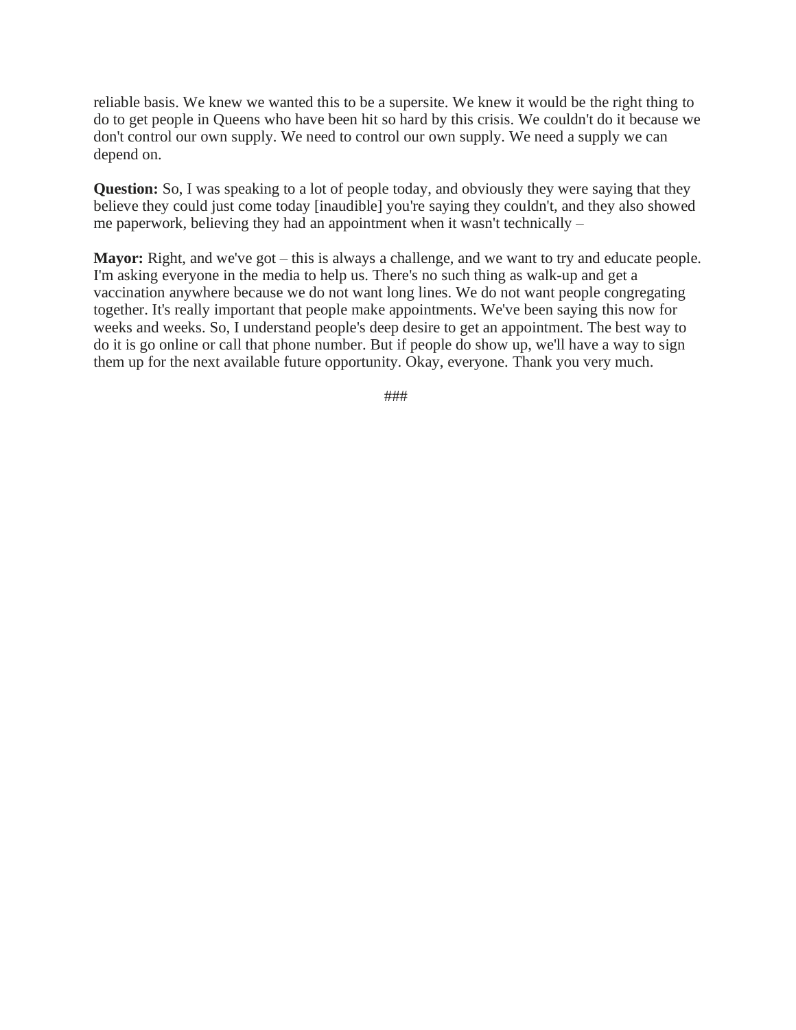reliable basis. We knew we wanted this to be a supersite. We knew it would be the right thing to do to get people in Queens who have been hit so hard by this crisis. We couldn't do it because we don't control our own supply. We need to control our own supply. We need a supply we can depend on.

**Question:** So, I was speaking to a lot of people today, and obviously they were saying that they believe they could just come today [inaudible] you're saying they couldn't, and they also showed me paperwork, believing they had an appointment when it wasn't technically –

**Mayor:** Right, and we've got – this is always a challenge, and we want to try and educate people. I'm asking everyone in the media to help us. There's no such thing as walk-up and get a vaccination anywhere because we do not want long lines. We do not want people congregating together. It's really important that people make appointments. We've been saying this now for weeks and weeks. So, I understand people's deep desire to get an appointment. The best way to do it is go online or call that phone number. But if people do show up, we'll have a way to sign them up for the next available future opportunity. Okay, everyone. Thank you very much.

###